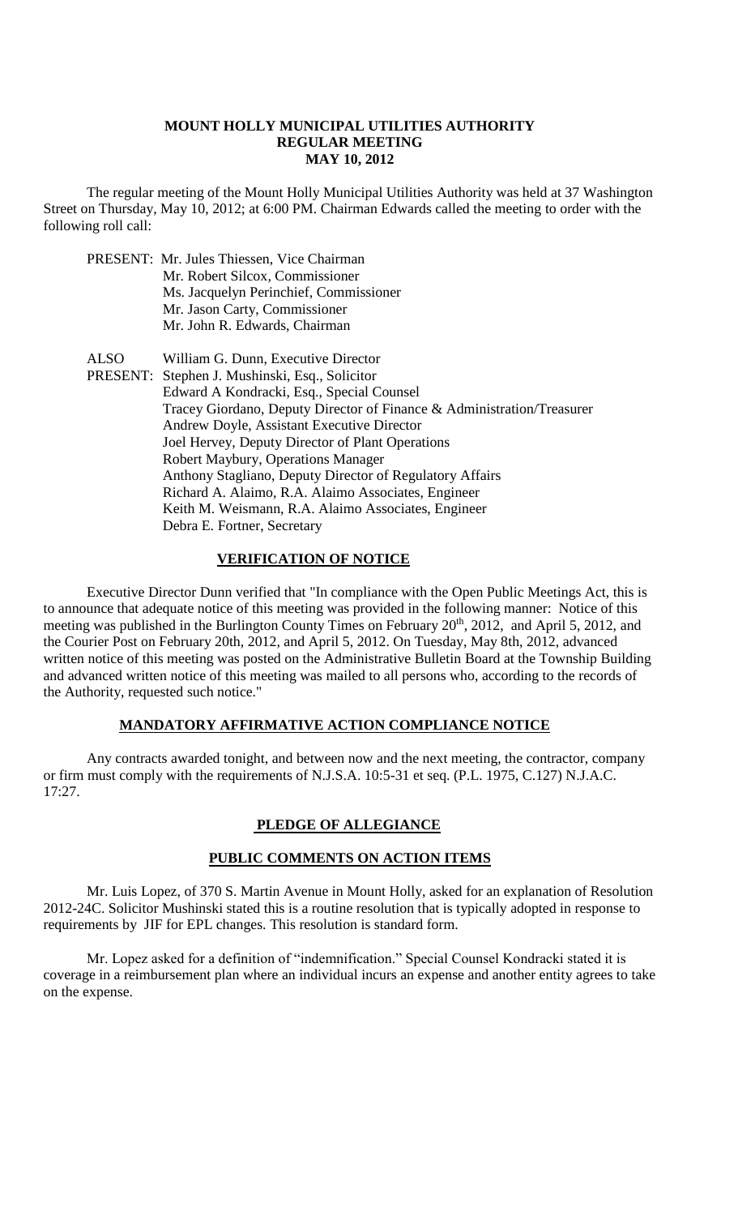# MOUNT HOLLY MUNICIPAL UTILITIES AUTHORITY
## REGULAR MEETING
## MAY 10, 2012

The regular meeting of the Mount Holly Municipal Utilities Authority was held at 37 Washington Street on Thursday, May 10, 2012; at 6:00 PM. Chairman Edwards called the meeting to order with the following roll call:

PRESENT: Mr. Jules Thiessen, Vice Chairman
Mr. Robert Silcox, Commissioner
Ms. Jacquelyn Perinchief, Commissioner
Mr. Jason Carty, Commissioner
Mr. John R. Edwards, Chairman

ALSO PRESENT: William G. Dunn, Executive Director
Stephen J. Mushinski, Esq., Solicitor
Edward A Kondracki, Esq., Special Counsel
Tracey Giordano, Deputy Director of Finance & Administration/Treasurer
Andrew Doyle, Assistant Executive Director
Joel Hervey, Deputy Director of Plant Operations
Robert Maybury, Operations Manager
Anthony Stagliano, Deputy Director of Regulatory Affairs
Richard A. Alaimo, R.A. Alaimo Associates, Engineer
Keith M. Weismann, R.A. Alaimo Associates, Engineer
Debra E. Fortner, Secretary

### VERIFICATION OF NOTICE

Executive Director Dunn verified that "In compliance with the Open Public Meetings Act, this is to announce that adequate notice of this meeting was provided in the following manner: Notice of this meeting was published in the Burlington County Times on February 20th, 2012, and April 5, 2012, and the Courier Post on February 20th, 2012, and April 5, 2012. On Tuesday, May 8th, 2012, advanced written notice of this meeting was posted on the Administrative Bulletin Board at the Township Building and advanced written notice of this meeting was mailed to all persons who, according to the records of the Authority, requested such notice."

### MANDATORY AFFIRMATIVE ACTION COMPLIANCE NOTICE

Any contracts awarded tonight, and between now and the next meeting, the contractor, company or firm must comply with the requirements of N.J.S.A. 10:5-31 et seq. (P.L. 1975, C.127) N.J.A.C. 17:27.

### PLEDGE OF ALLEGIANCE

### PUBLIC COMMENTS ON ACTION ITEMS

Mr. Luis Lopez, of 370 S. Martin Avenue in Mount Holly, asked for an explanation of Resolution 2012-24C. Solicitor Mushinski stated this is a routine resolution that is typically adopted in response to requirements by JIF for EPL changes. This resolution is standard form.

Mr. Lopez asked for a definition of "indemnification." Special Counsel Kondracki stated it is coverage in a reimbursement plan where an individual incurs an expense and another entity agrees to take on the expense.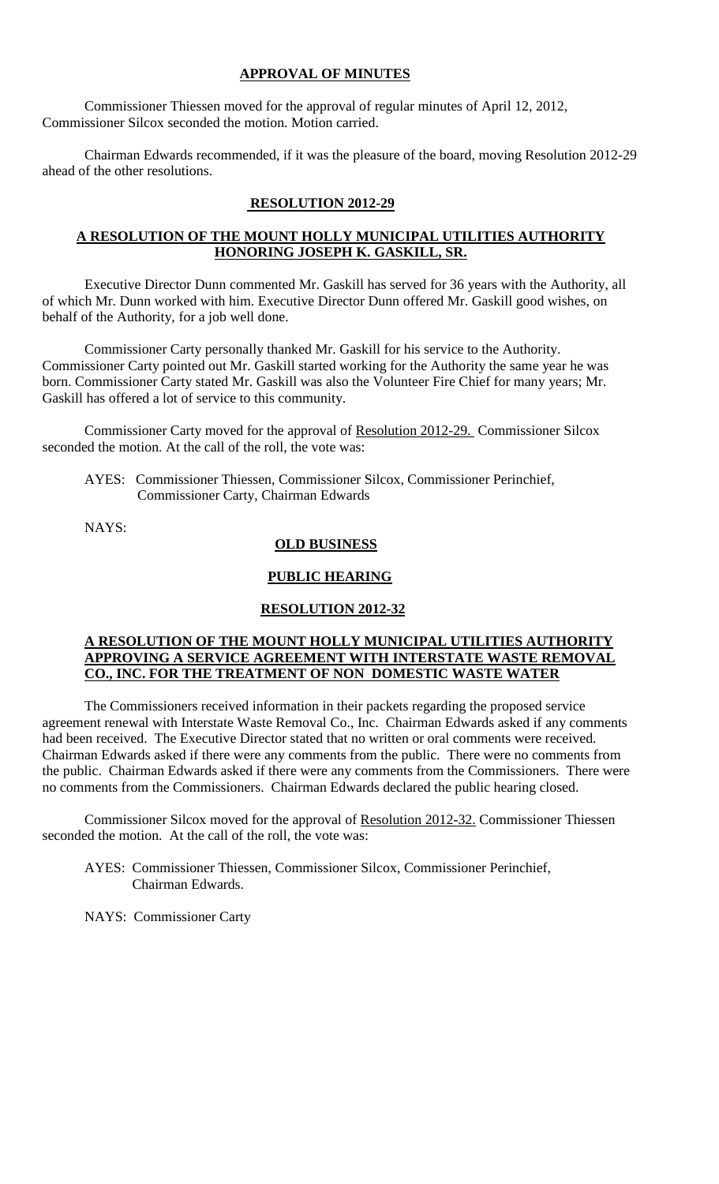## APPROVAL OF MINUTES

Commissioner Thiessen moved for the approval of regular minutes of April 12, 2012, Commissioner Silcox seconded the motion. Motion carried.

Chairman Edwards recommended, if it was the pleasure of the board, moving Resolution 2012-29 ahead of the other resolutions.

## RESOLUTION 2012-29

### A RESOLUTION OF THE MOUNT HOLLY MUNICIPAL UTILITIES AUTHORITY HONORING JOSEPH K. GASKILL, SR.

Executive Director Dunn commented Mr. Gaskill has served for 36 years with the Authority, all of which Mr. Dunn worked with him. Executive Director Dunn offered Mr. Gaskill good wishes, on behalf of the Authority, for a job well done.

Commissioner Carty personally thanked Mr. Gaskill for his service to the Authority. Commissioner Carty pointed out Mr. Gaskill started working for the Authority the same year he was born. Commissioner Carty stated Mr. Gaskill was also the Volunteer Fire Chief for many years; Mr. Gaskill has offered a lot of service to this community.

Commissioner Carty moved for the approval of Resolution 2012-29. Commissioner Silcox seconded the motion. At the call of the roll, the vote was:

AYES: Commissioner Thiessen, Commissioner Silcox, Commissioner Perinchief, Commissioner Carty, Chairman Edwards

NAYS:

## OLD BUSINESS

## PUBLIC HEARING

## RESOLUTION 2012-32

### A RESOLUTION OF THE MOUNT HOLLY MUNICIPAL UTILITIES AUTHORITY APPROVING A SERVICE AGREEMENT WITH INTERSTATE WASTE REMOVAL CO., INC. FOR THE TREATMENT OF NON DOMESTIC WASTE WATER

The Commissioners received information in their packets regarding the proposed service agreement renewal with Interstate Waste Removal Co., Inc. Chairman Edwards asked if any comments had been received. The Executive Director stated that no written or oral comments were received. Chairman Edwards asked if there were any comments from the public. There were no comments from the public. Chairman Edwards asked if there were any comments from the Commissioners. There were no comments from the Commissioners. Chairman Edwards declared the public hearing closed.

Commissioner Silcox moved for the approval of Resolution 2012-32. Commissioner Thiessen seconded the motion. At the call of the roll, the vote was:

AYES: Commissioner Thiessen, Commissioner Silcox, Commissioner Perinchief, Chairman Edwards.

NAYS: Commissioner Carty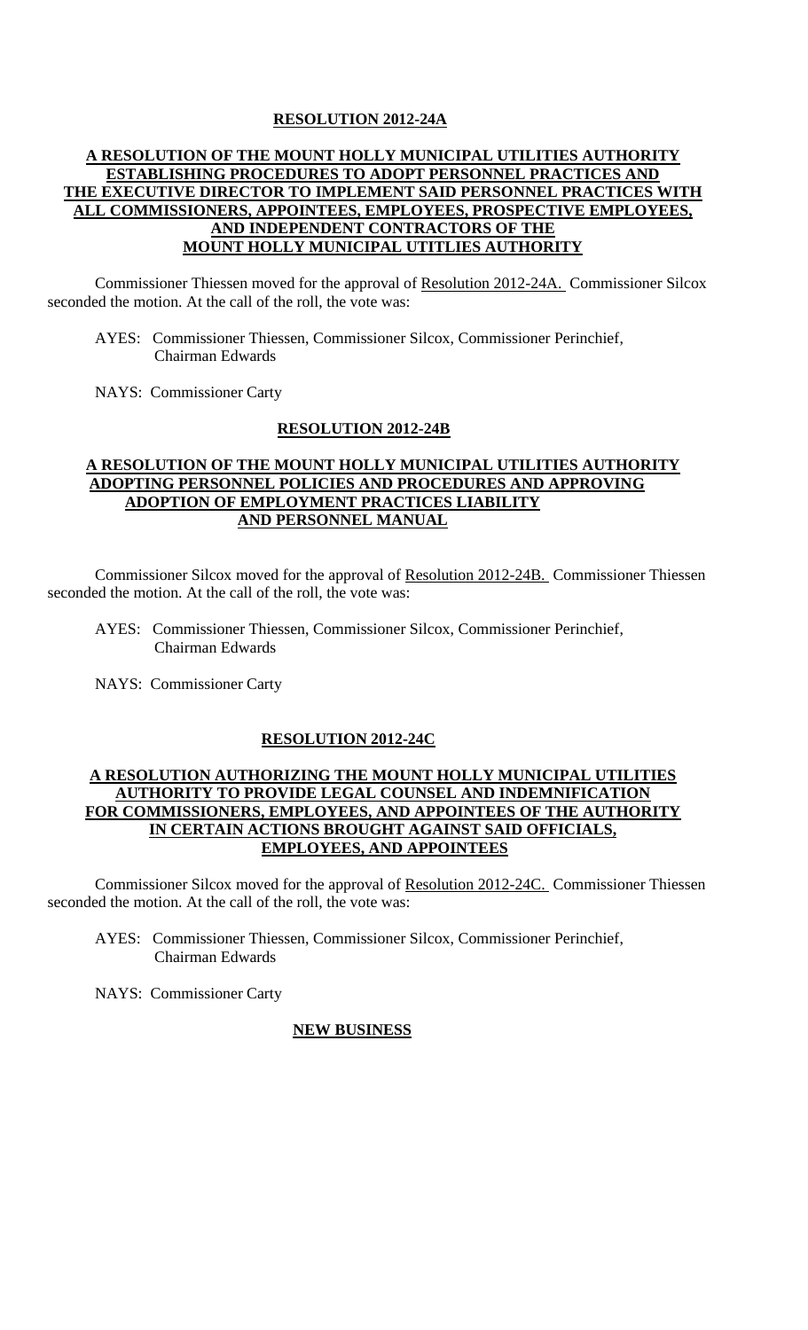**RESOLUTION 2012-24A**

**A RESOLUTION OF THE MOUNT HOLLY MUNICIPAL UTILITIES AUTHORITY ESTABLISHING PROCEDURES TO ADOPT PERSONNEL PRACTICES AND THE EXECUTIVE DIRECTOR TO IMPLEMENT SAID PERSONNEL PRACTICES WITH ALL COMMISSIONERS, APPOINTEES, EMPLOYEES, PROSPECTIVE EMPLOYEES, AND INDEPENDENT CONTRACTORS OF THE MOUNT HOLLY MUNICIPAL UTITLIES AUTHORITY**

Commissioner Thiessen moved for the approval of Resolution 2012-24A. Commissioner Silcox seconded the motion. At the call of the roll, the vote was:

AYES: Commissioner Thiessen, Commissioner Silcox, Commissioner Perinchief, Chairman Edwards

NAYS: Commissioner Carty

**RESOLUTION 2012-24B**

**A RESOLUTION OF THE MOUNT HOLLY MUNICIPAL UTILITIES AUTHORITY ADOPTING PERSONNEL POLICIES AND PROCEDURES AND APPROVING ADOPTION OF EMPLOYMENT PRACTICES LIABILITY AND PERSONNEL MANUAL**

Commissioner Silcox moved for the approval of Resolution 2012-24B. Commissioner Thiessen seconded the motion. At the call of the roll, the vote was:

AYES: Commissioner Thiessen, Commissioner Silcox, Commissioner Perinchief, Chairman Edwards

NAYS: Commissioner Carty

**RESOLUTION 2012-24C**

**A RESOLUTION AUTHORIZING THE MOUNT HOLLY MUNICIPAL UTILITIES AUTHORITY TO PROVIDE LEGAL COUNSEL AND INDEMNIFICATION FOR COMMISSIONERS, EMPLOYEES, AND APPOINTEES OF THE AUTHORITY IN CERTAIN ACTIONS BROUGHT AGAINST SAID OFFICIALS, EMPLOYEES, AND APPOINTEES**

Commissioner Silcox moved for the approval of Resolution 2012-24C. Commissioner Thiessen seconded the motion. At the call of the roll, the vote was:

AYES: Commissioner Thiessen, Commissioner Silcox, Commissioner Perinchief, Chairman Edwards

NAYS: Commissioner Carty

**NEW BUSINESS**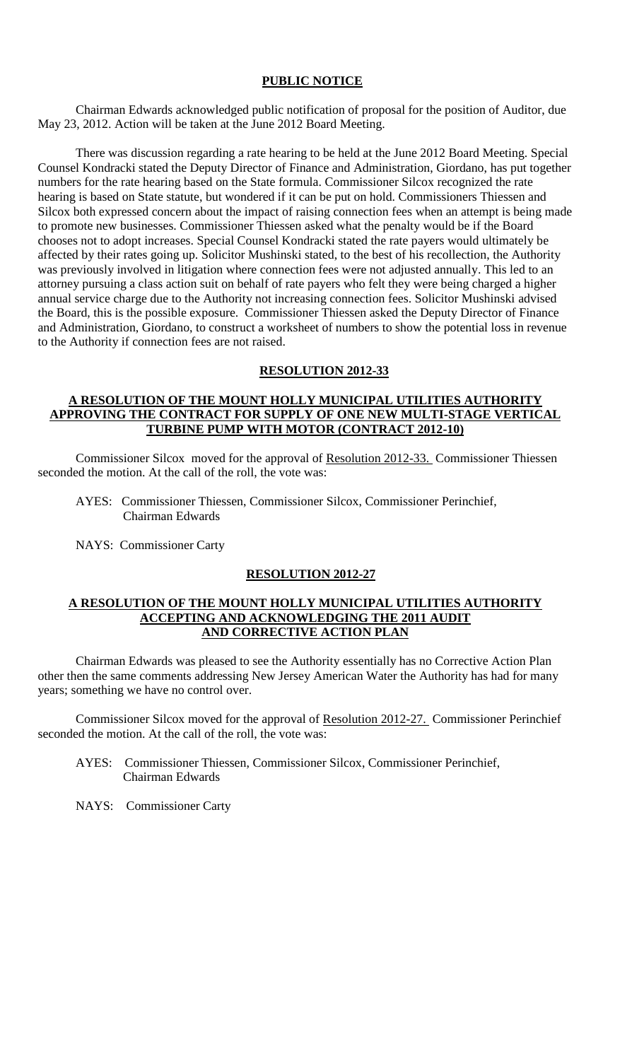**PUBLIC NOTICE**

Chairman Edwards acknowledged public notification of proposal for the position of Auditor, due May 23, 2012. Action will be taken at the June 2012 Board Meeting.

There was discussion regarding a rate hearing to be held at the June 2012 Board Meeting. Special Counsel Kondracki stated the Deputy Director of Finance and Administration, Giordano, has put together numbers for the rate hearing based on the State formula. Commissioner Silcox recognized the rate hearing is based on State statute, but wondered if it can be put on hold. Commissioners Thiessen and Silcox both expressed concern about the impact of raising connection fees when an attempt is being made to promote new businesses. Commissioner Thiessen asked what the penalty would be if the Board chooses not to adopt increases. Special Counsel Kondracki stated the rate payers would ultimately be affected by their rates going up. Solicitor Mushinski stated, to the best of his recollection, the Authority was previously involved in litigation where connection fees were not adjusted annually. This led to an attorney pursuing a class action suit on behalf of rate payers who felt they were being charged a higher annual service charge due to the Authority not increasing connection fees. Solicitor Mushinski advised the Board, this is the possible exposure. Commissioner Thiessen asked the Deputy Director of Finance and Administration, Giordano, to construct a worksheet of numbers to show the potential loss in revenue to the Authority if connection fees are not raised.

**RESOLUTION 2012-33**

**A RESOLUTION OF THE MOUNT HOLLY MUNICIPAL UTILITIES AUTHORITY APPROVING THE CONTRACT FOR SUPPLY OF ONE NEW MULTI-STAGE VERTICAL TURBINE PUMP WITH MOTOR (CONTRACT 2012-10)**

Commissioner Silcox moved for the approval of Resolution 2012-33. Commissioner Thiessen seconded the motion. At the call of the roll, the vote was:

AYES: Commissioner Thiessen, Commissioner Silcox, Commissioner Perinchief, Chairman Edwards

NAYS: Commissioner Carty

**RESOLUTION 2012-27**

**A RESOLUTION OF THE MOUNT HOLLY MUNICIPAL UTILITIES AUTHORITY ACCEPTING AND ACKNOWLEDGING THE 2011 AUDIT AND CORRECTIVE ACTION PLAN**

Chairman Edwards was pleased to see the Authority essentially has no Corrective Action Plan other then the same comments addressing New Jersey American Water the Authority has had for many years; something we have no control over.

Commissioner Silcox moved for the approval of Resolution 2012-27. Commissioner Perinchief seconded the motion. At the call of the roll, the vote was:

AYES: Commissioner Thiessen, Commissioner Silcox, Commissioner Perinchief, Chairman Edwards

NAYS: Commissioner Carty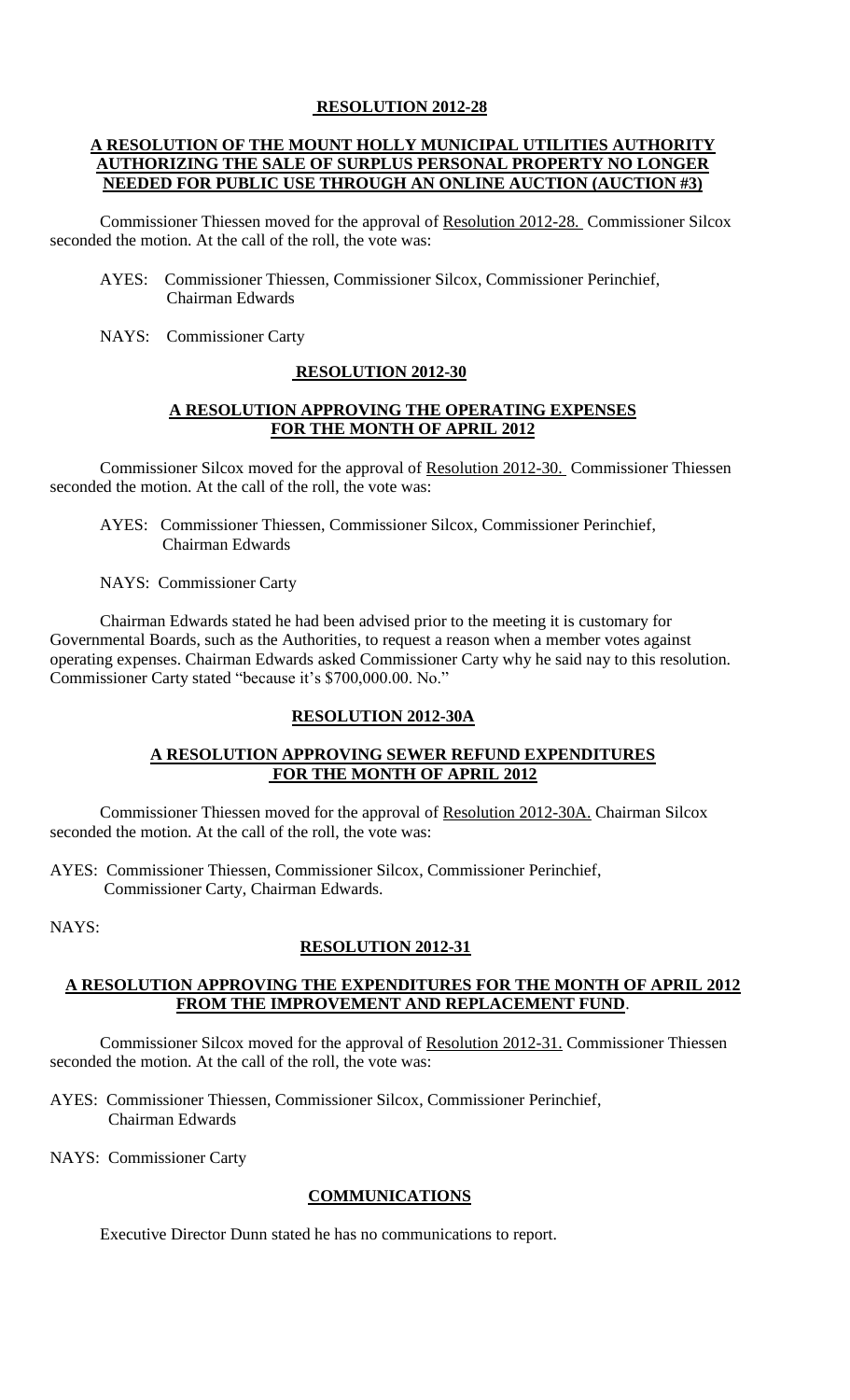## RESOLUTION 2012-28

### A RESOLUTION OF THE MOUNT HOLLY MUNICIPAL UTILITIES AUTHORITY AUTHORIZING THE SALE OF SURPLUS PERSONAL PROPERTY NO LONGER NEEDED FOR PUBLIC USE THROUGH AN ONLINE AUCTION (AUCTION #3)

Commissioner Thiessen moved for the approval of Resolution 2012-28. Commissioner Silcox seconded the motion. At the call of the roll, the vote was:

AYES: Commissioner Thiessen, Commissioner Silcox, Commissioner Perinchief, Chairman Edwards

NAYS: Commissioner Carty

## RESOLUTION 2012-30

### A RESOLUTION APPROVING THE OPERATING EXPENSES FOR THE MONTH OF APRIL 2012

Commissioner Silcox moved for the approval of Resolution 2012-30. Commissioner Thiessen seconded the motion. At the call of the roll, the vote was:

AYES: Commissioner Thiessen, Commissioner Silcox, Commissioner Perinchief, Chairman Edwards

NAYS: Commissioner Carty

Chairman Edwards stated he had been advised prior to the meeting it is customary for Governmental Boards, such as the Authorities, to request a reason when a member votes against operating expenses. Chairman Edwards asked Commissioner Carty why he said nay to this resolution. Commissioner Carty stated "because it's $700,000.00. No."

## RESOLUTION 2012-30A

### A RESOLUTION APPROVING SEWER REFUND EXPENDITURES FOR THE MONTH OF APRIL 2012

Commissioner Thiessen moved for the approval of Resolution 2012-30A. Chairman Silcox seconded the motion. At the call of the roll, the vote was:

AYES: Commissioner Thiessen, Commissioner Silcox, Commissioner Perinchief, Commissioner Carty, Chairman Edwards.

NAYS:

## RESOLUTION 2012-31

### A RESOLUTION APPROVING THE EXPENDITURES FOR THE MONTH OF APRIL 2012 FROM THE IMPROVEMENT AND REPLACEMENT FUND.

Commissioner Silcox moved for the approval of Resolution 2012-31. Commissioner Thiessen seconded the motion. At the call of the roll, the vote was:

AYES: Commissioner Thiessen, Commissioner Silcox, Commissioner Perinchief, Chairman Edwards

NAYS: Commissioner Carty

## COMMUNICATIONS

Executive Director Dunn stated he has no communications to report.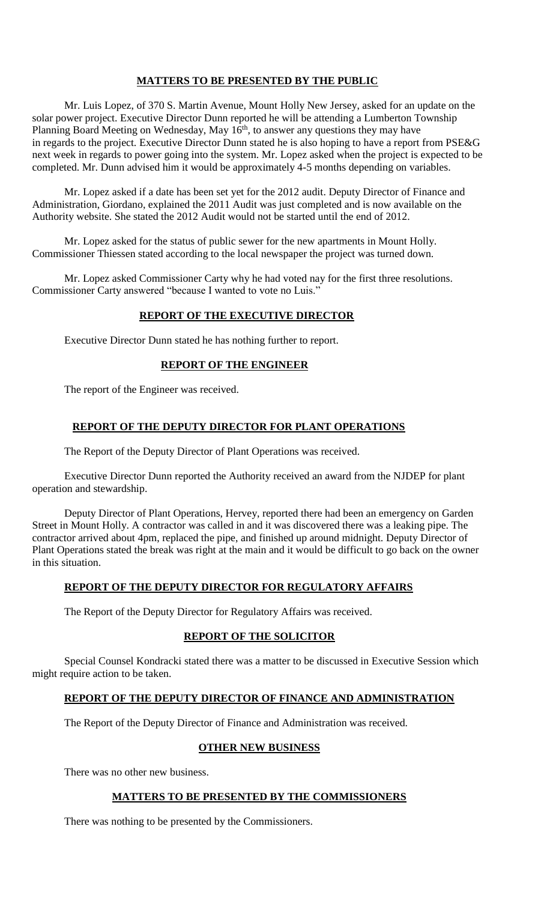## **MATTERS TO BE PRESENTED BY THE PUBLIC**

Mr. Luis Lopez, of 370 S. Martin Avenue, Mount Holly New Jersey, asked for an update on the solar power project. Executive Director Dunn reported he will be attending a Lumberton Township Planning Board Meeting on Wednesday, May 16th, to answer any questions they may have in regards to the project. Executive Director Dunn stated he is also hoping to have a report from PSE&G next week in regards to power going into the system. Mr. Lopez asked when the project is expected to be completed. Mr. Dunn advised him it would be approximately 4-5 months depending on variables.

Mr. Lopez asked if a date has been set yet for the 2012 audit. Deputy Director of Finance and Administration, Giordano, explained the 2011 Audit was just completed and is now available on the Authority website. She stated the 2012 Audit would not be started until the end of 2012.

Mr. Lopez asked for the status of public sewer for the new apartments in Mount Holly. Commissioner Thiessen stated according to the local newspaper the project was turned down.

Mr. Lopez asked Commissioner Carty why he had voted nay for the first three resolutions. Commissioner Carty answered "because I wanted to vote no Luis."

## **REPORT OF THE EXECUTIVE DIRECTOR**

Executive Director Dunn stated he has nothing further to report.

## **REPORT OF THE ENGINEER**

The report of the Engineer was received.

## **REPORT OF THE DEPUTY DIRECTOR FOR PLANT OPERATIONS**

The Report of the Deputy Director of Plant Operations was received.

Executive Director Dunn reported the Authority received an award from the NJDEP for plant operation and stewardship.

Deputy Director of Plant Operations, Hervey, reported there had been an emergency on Garden Street in Mount Holly. A contractor was called in and it was discovered there was a leaking pipe. The contractor arrived about 4pm, replaced the pipe, and finished up around midnight. Deputy Director of Plant Operations stated the break was right at the main and it would be difficult to go back on the owner in this situation.

## **REPORT OF THE DEPUTY DIRECTOR FOR REGULATORY AFFAIRS**

The Report of the Deputy Director for Regulatory Affairs was received.

## **REPORT OF THE SOLICITOR**

Special Counsel Kondracki stated there was a matter to be discussed in Executive Session which might require action to be taken.

## **REPORT OF THE DEPUTY DIRECTOR OF FINANCE AND ADMINISTRATION**

The Report of the Deputy Director of Finance and Administration was received.

## **OTHER NEW BUSINESS**

There was no other new business.

## **MATTERS TO BE PRESENTED BY THE COMMISSIONERS**

There was nothing to be presented by the Commissioners.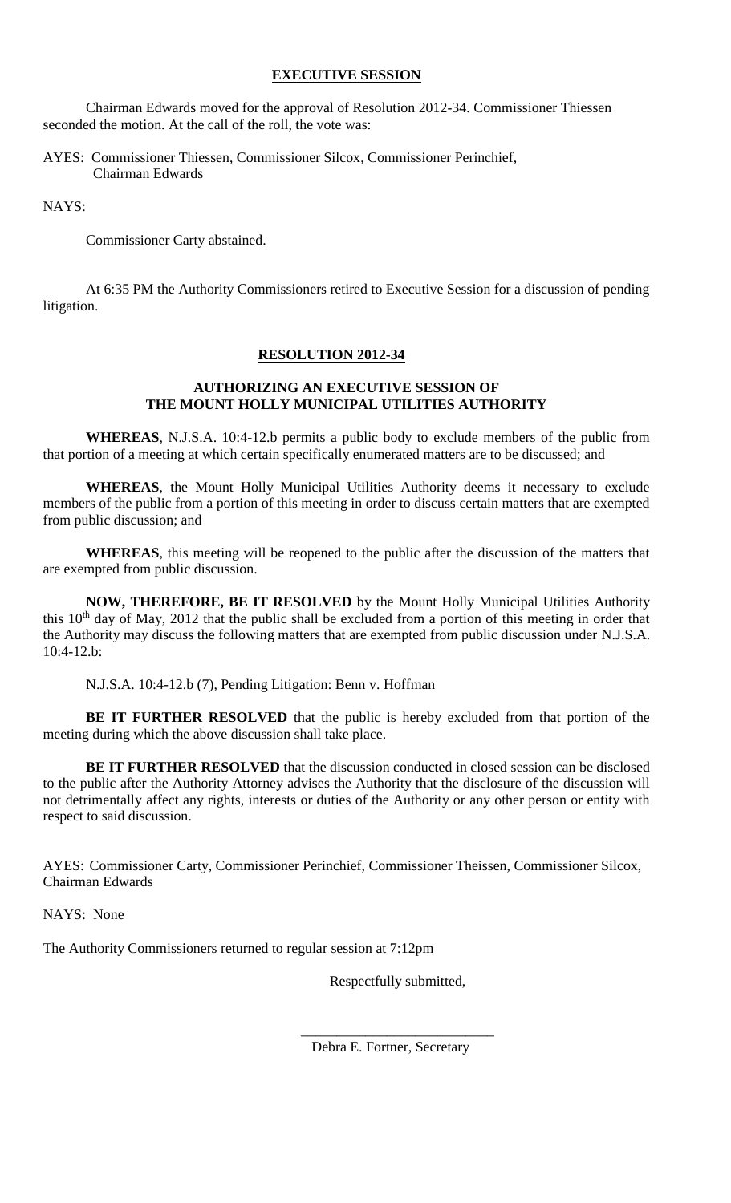## EXECUTIVE SESSION

Chairman Edwards moved for the approval of Resolution 2012-34. Commissioner Thiessen seconded the motion. At the call of the roll, the vote was:

AYES: Commissioner Thiessen, Commissioner Silcox, Commissioner Perinchief, Chairman Edwards

NAYS:

Commissioner Carty abstained.

At 6:35 PM the Authority Commissioners retired to Executive Session for a discussion of pending litigation.

## RESOLUTION 2012-34

### AUTHORIZING AN EXECUTIVE SESSION OF THE MOUNT HOLLY MUNICIPAL UTILITIES AUTHORITY

**WHEREAS**, N.J.S.A. 10:4-12.b permits a public body to exclude members of the public from that portion of a meeting at which certain specifically enumerated matters are to be discussed; and

**WHEREAS**, the Mount Holly Municipal Utilities Authority deems it necessary to exclude members of the public from a portion of this meeting in order to discuss certain matters that are exempted from public discussion; and

**WHEREAS**, this meeting will be reopened to the public after the discussion of the matters that are exempted from public discussion.

**NOW, THEREFORE, BE IT RESOLVED** by the Mount Holly Municipal Utilities Authority this 10th day of May, 2012 that the public shall be excluded from a portion of this meeting in order that the Authority may discuss the following matters that are exempted from public discussion under N.J.S.A. 10:4-12.b:

N.J.S.A. 10:4-12.b (7), Pending Litigation: Benn v. Hoffman

**BE IT FURTHER RESOLVED** that the public is hereby excluded from that portion of the meeting during which the above discussion shall take place.

**BE IT FURTHER RESOLVED** that the discussion conducted in closed session can be disclosed to the public after the Authority Attorney advises the Authority that the disclosure of the discussion will not detrimentally affect any rights, interests or duties of the Authority or any other person or entity with respect to said discussion.

AYES: Commissioner Carty, Commissioner Perinchief, Commissioner Theissen, Commissioner Silcox, Chairman Edwards

NAYS: None

The Authority Commissioners returned to regular session at 7:12pm

Respectfully submitted,

\_\_\_\_\_\_\_\_\_\_\_\_\_\_\_\_\_\_\_\_\_\_\_\_\_\_\_

Debra E. Fortner, Secretary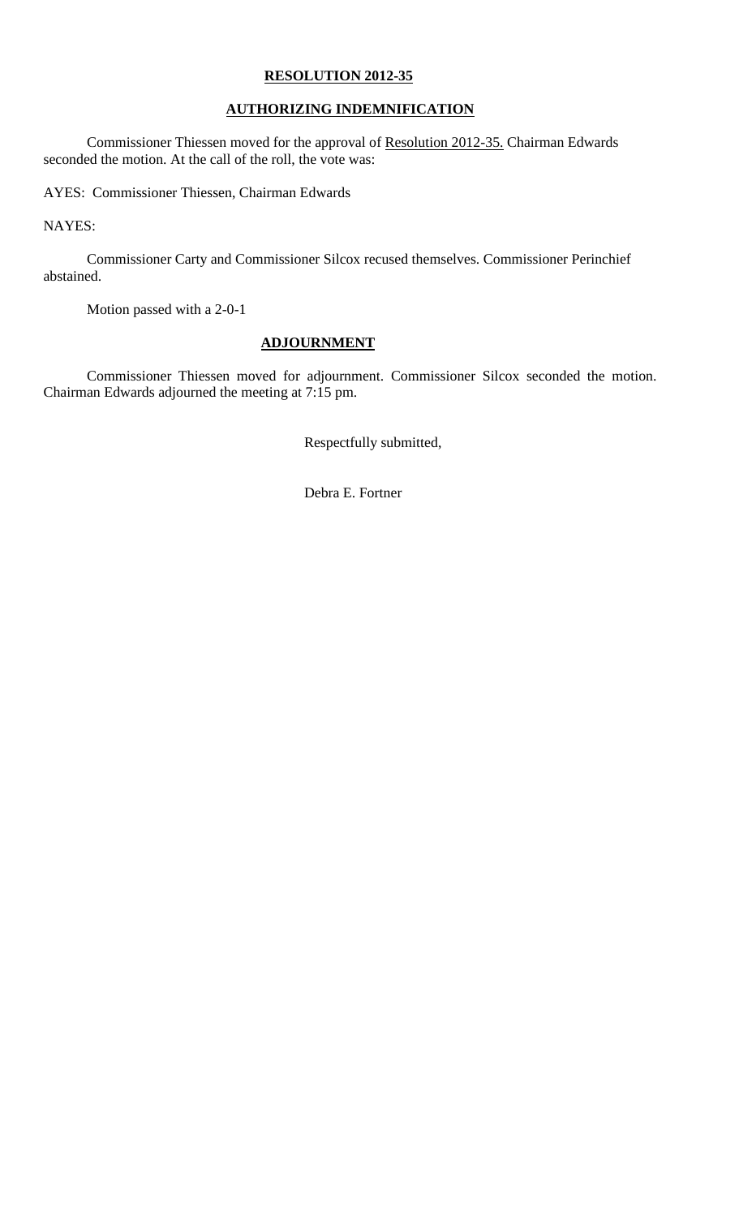## RESOLUTION 2012-35

## AUTHORIZING INDEMNIFICATION

Commissioner Thiessen moved for the approval of Resolution 2012-35. Chairman Edwards seconded the motion. At the call of the roll, the vote was:

AYES: Commissioner Thiessen, Chairman Edwards

NAYES:

Commissioner Carty and Commissioner Silcox recused themselves. Commissioner Perinchief abstained.

Motion passed with a 2-0-1

## ADJOURNMENT

Commissioner Thiessen moved for adjournment. Commissioner Silcox seconded the motion. Chairman Edwards adjourned the meeting at 7:15 pm.

Respectfully submitted,

Debra E. Fortner